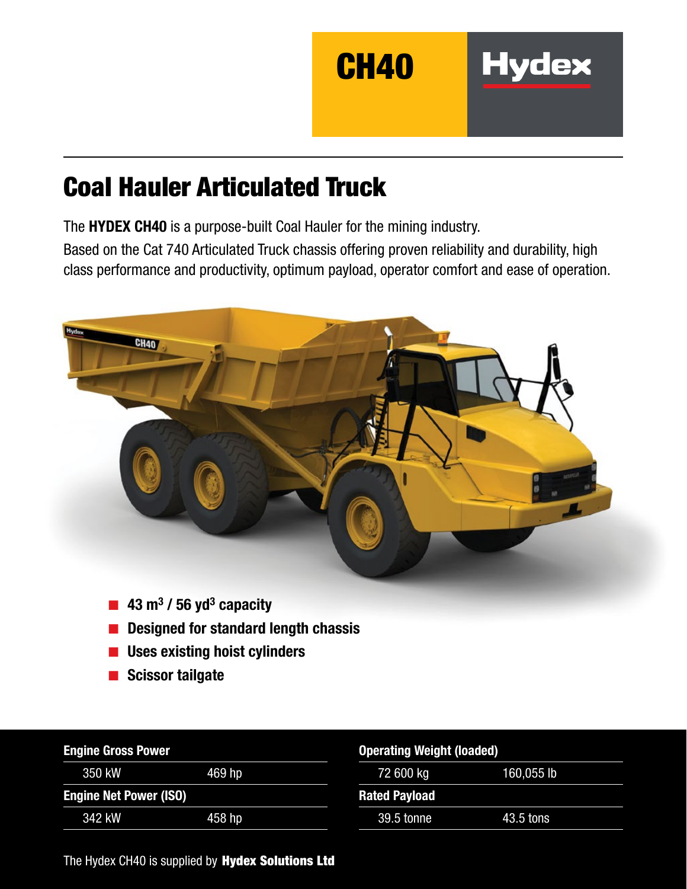CH40

Hydex

# Coal Hauler Articulated Truck

The **HYDEX CH40** is a purpose-built Coal Hauler for the mining industry.
Based on the Cat 740 Articulated Truck chassis offering proven reliability and durability, high class performance and productivity, optimum payload, operator comfort and ease of operation.

- **43 m$^3$ / 56 yd$^3$ capacity**
- **Designed for standard length chassis**
- **Uses existing hoist cylinders**
- **Scissor tailgate**

| **Engine Gross Power** | |
|---|---|
| 350 kW | 469 hp |
| **Engine Net Power (ISO)** | |
| 342 kW | 458 hp |

| **Operating Weight (loaded)** | |
|---|---|
| 72 600 kg | 160,055 lb |
| **Rated Payload** | |
| 39.5 tonne | 43.5 tons |

The Hydex CH40 is supplied by **Hydex Solutions Ltd**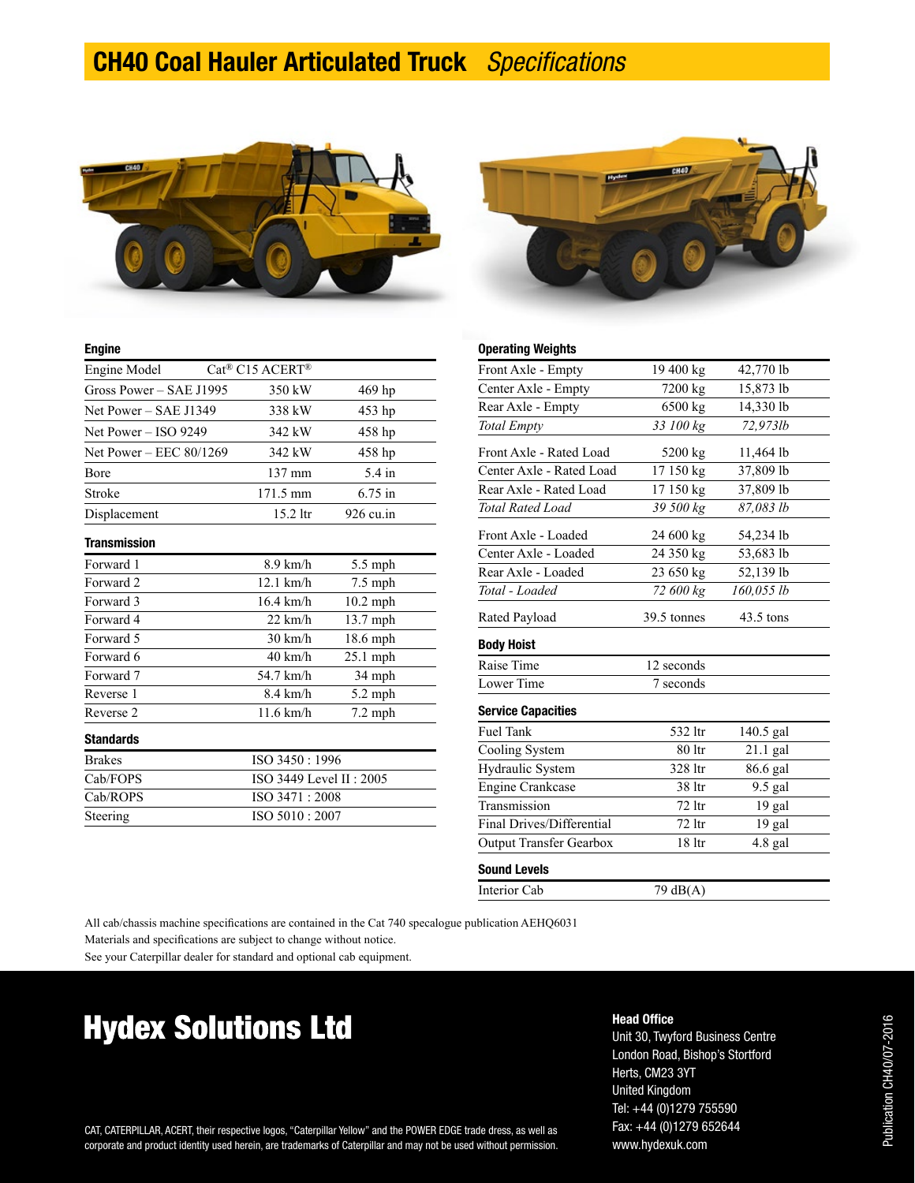# CH40 Coal Hauler Articulated Truck *Specifications*

### Engine

| | | |
|---|---|---|
| Engine Model | Cat® C15 ACERT® | |
| Gross Power – SAE J1995 | 350 kW | 469 hp |
| Net Power – SAE J1349 | 338 kW | 453 hp |
| Net Power – ISO 9249 | 342 kW | 458 hp |
| Net Power – EEC 80/1269 | 342 kW | 458 hp |
| Bore | 137 mm | 5.4 in |
| Stroke | 171.5 mm | 6.75 in |
| Displacement | 15.2 ltr | 926 cu.in |

### Transmission

| | | |
|---|---|---|
| Forward 1 | 8.9 km/h | 5.5 mph |
| Forward 2 | 12.1 km/h | 7.5 mph |
| Forward 3 | 16.4 km/h | 10.2 mph |
| Forward 4 | 22 km/h | 13.7 mph |
| Forward 5 | 30 km/h | 18.6 mph |
| Forward 6 | 40 km/h | 25.1 mph |
| Forward 7 | 54.7 km/h | 34 mph |
| Reverse 1 | 8.4 km/h | 5.2 mph |
| Reverse 2 | 11.6 km/h | 7.2 mph |

### Standards

| | |
|---|---|
| Brakes | ISO 3450 : 1996 |
| Cab/FOPS | ISO 3449 Level II : 2005 |
| Cab/ROPS | ISO 3471 : 2008 |
| Steering | ISO 5010 : 2007 |

### Operating Weights

| | | |
|---|---|---|
| Front Axle - Empty | 19 400 kg | 42,770 lb |
| Center Axle - Empty | 7200 kg | 15,873 lb |
| Rear Axle - Empty | 6500 kg | 14,330 lb |
| *Total Empty* | *33 100 kg* | *72,973lb* |
| Front Axle - Rated Load | 5200 kg | 11,464 lb |
| Center Axle - Rated Load | 17 150 kg | 37,809 lb |
| Rear Axle - Rated Load | 17 150 kg | 37,809 lb |
| *Total Rated Load* | *39 500 kg* | *87,083 lb* |
| Front Axle - Loaded | 24 600 kg | 54,234 lb |
| Center Axle - Loaded | 24 350 kg | 53,683 lb |
| Rear Axle - Loaded | 23 650 kg | 52,139 lb |
| *Total - Loaded* | *72 600 kg* | *160,055 lb* |
| Rated Payload | 39.5 tonnes | 43.5 tons |

### Body Hoist

| | |
|---|---|
| Raise Time | 12 seconds |
| Lower Time | 7 seconds |

### Service Capacities

| | | |
|---|---|---|
| Fuel Tank | 532 ltr | 140.5 gal |
| Cooling System | 80 ltr | 21.1 gal |
| Hydraulic System | 328 ltr | 86.6 gal |
| Engine Crankcase | 38 ltr | 9.5 gal |
| Transmission | 72 ltr | 19 gal |
| Final Drives/Differential | 72 ltr | 19 gal |
| Output Transfer Gearbox | 18 ltr | 4.8 gal |

### Sound Levels

| | |
|---|---|
| Interior Cab | 79 dB(A) |

All cab/chassis machine specifications are contained in the Cat 740 specalogue publication AEHQ6031

Materials and specifications are subject to change without notice.

See your Caterpillar dealer for standard and optional cab equipment.

## Hydex Solutions Ltd

**Head Office**
Unit 30, Twyford Business Centre
London Road, Bishop's Stortford
Herts, CM23 3YT
United Kingdom
Tel: +44 (0)1279 755590
Fax: +44 (0)1279 652644
www.hydexuk.com

CAT, CATERPILLAR, ACERT, their respective logos, "Caterpillar Yellow" and the POWER EDGE trade dress, as well as corporate and product identity used herein, are trademarks of Caterpillar and may not be used without permission.

Publication CH40/07-2016